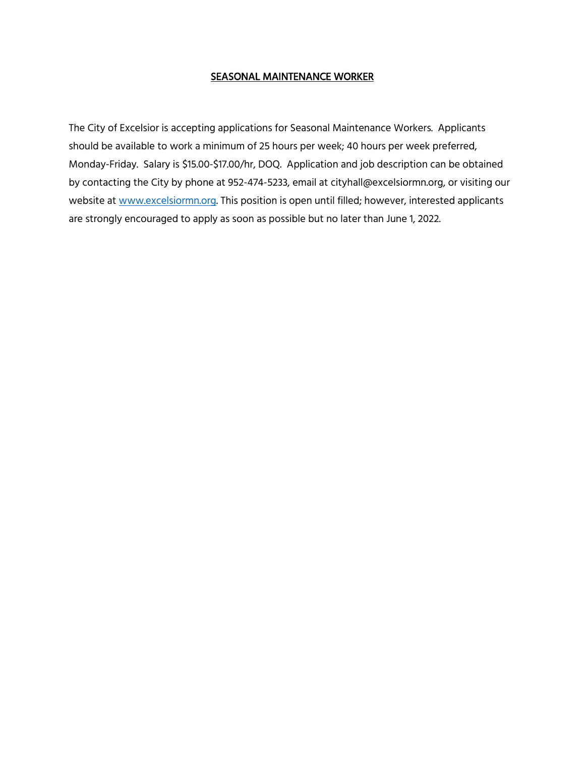# SEASONAL MAINTENANCE WORKER

The City of Excelsior is accepting applications for Seasonal Maintenance Workers. Applicants should be available to work a minimum of 25 hours per week; 40 hours per week preferred, Monday-Friday. Salary is $15.00-$17.00/hr, DOQ. Application and job description can be obtained by contacting the City by phone at 952-474-5233, email at cityhall@excelsiormn.org, or visiting our website at [www.excelsiormn.org](http://www.excelsiormn.org). This position is open until filled; however, interested applicants are strongly encouraged to apply as soon as possible but no later than June 1, 2022.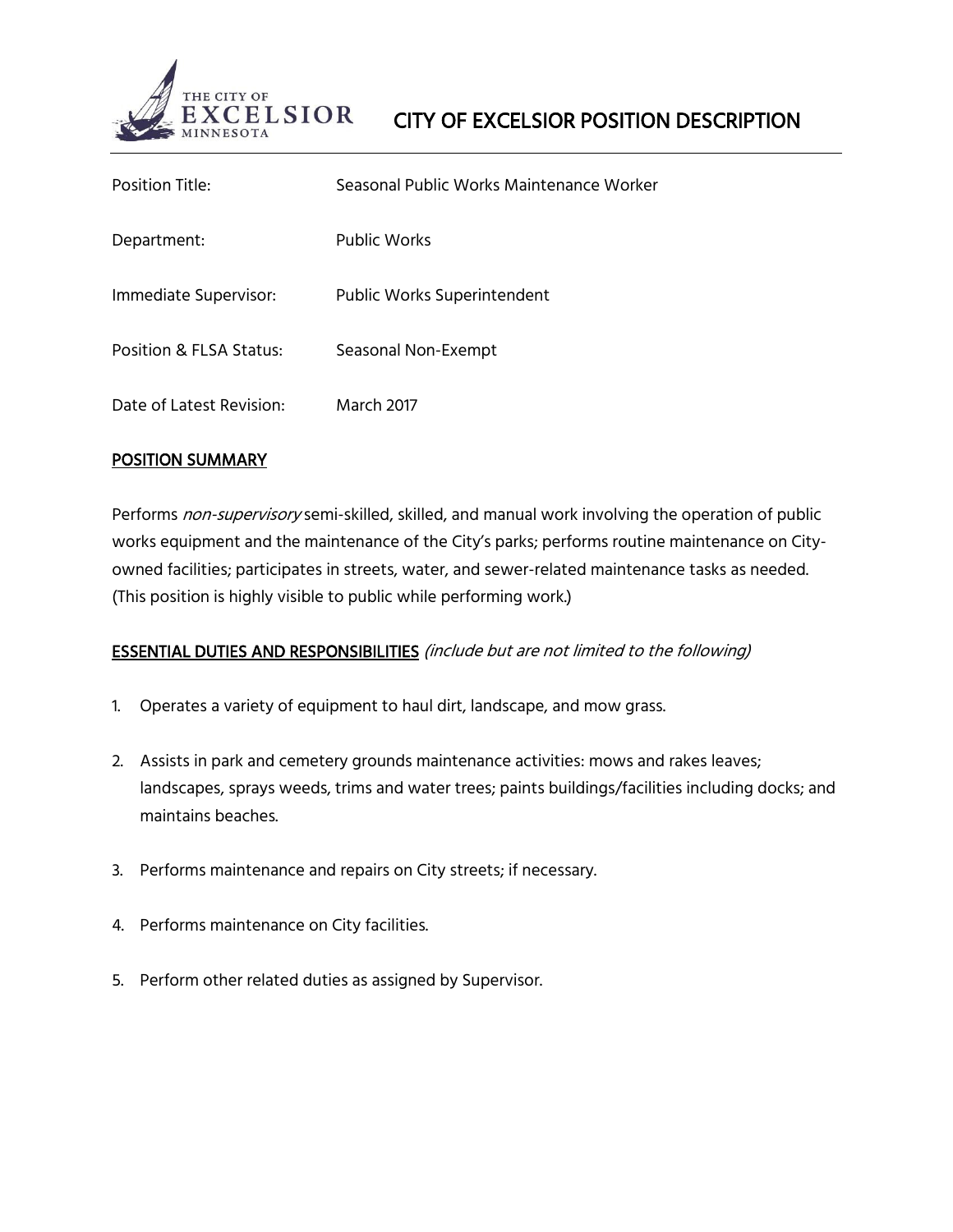# CITY OF EXCELSIOR POSITION DESCRIPTION

Position Title: Seasonal Public Works Maintenance Worker

Department: Public Works

Immediate Supervisor: Public Works Superintendent

Position & FLSA Status: Seasonal Non-Exempt

Date of Latest Revision: March 2017

## POSITION SUMMARY

Performs *non-supervisory* semi-skilled, skilled, and manual work involving the operation of public works equipment and the maintenance of the City's parks; performs routine maintenance on City-owned facilities; participates in streets, water, and sewer-related maintenance tasks as needed. (This position is highly visible to public while performing work.)

## ESSENTIAL DUTIES AND RESPONSIBILITIES *(include but are not limited to the following)*

1. Operates a variety of equipment to haul dirt, landscape, and mow grass.
2. Assists in park and cemetery grounds maintenance activities: mows and rakes leaves; landscapes, sprays weeds, trims and water trees; paints buildings/facilities including docks; and maintains beaches.
3. Performs maintenance and repairs on City streets; if necessary.
4. Performs maintenance on City facilities.
5. Perform other related duties as assigned by Supervisor.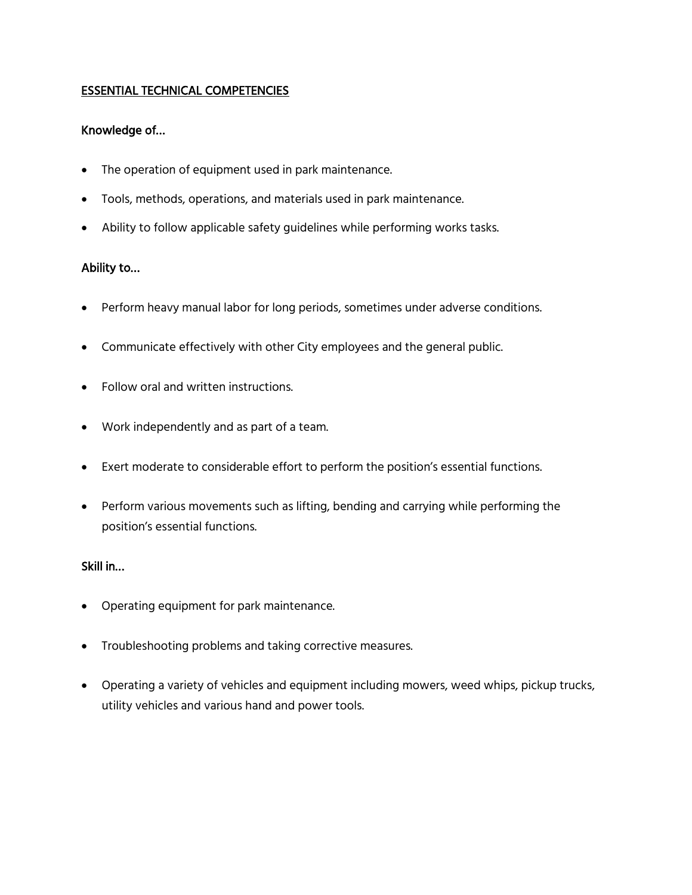## ESSENTIAL TECHNICAL COMPETENCIES

### Knowledge of…

- The operation of equipment used in park maintenance.
- Tools, methods, operations, and materials used in park maintenance.
- Ability to follow applicable safety guidelines while performing works tasks.

### Ability to…

- Perform heavy manual labor for long periods, sometimes under adverse conditions.
- Communicate effectively with other City employees and the general public.
- Follow oral and written instructions.
- Work independently and as part of a team.
- Exert moderate to considerable effort to perform the position's essential functions.
- Perform various movements such as lifting, bending and carrying while performing the position's essential functions.

### Skill in…

- Operating equipment for park maintenance.
- Troubleshooting problems and taking corrective measures.
- Operating a variety of vehicles and equipment including mowers, weed whips, pickup trucks, utility vehicles and various hand and power tools.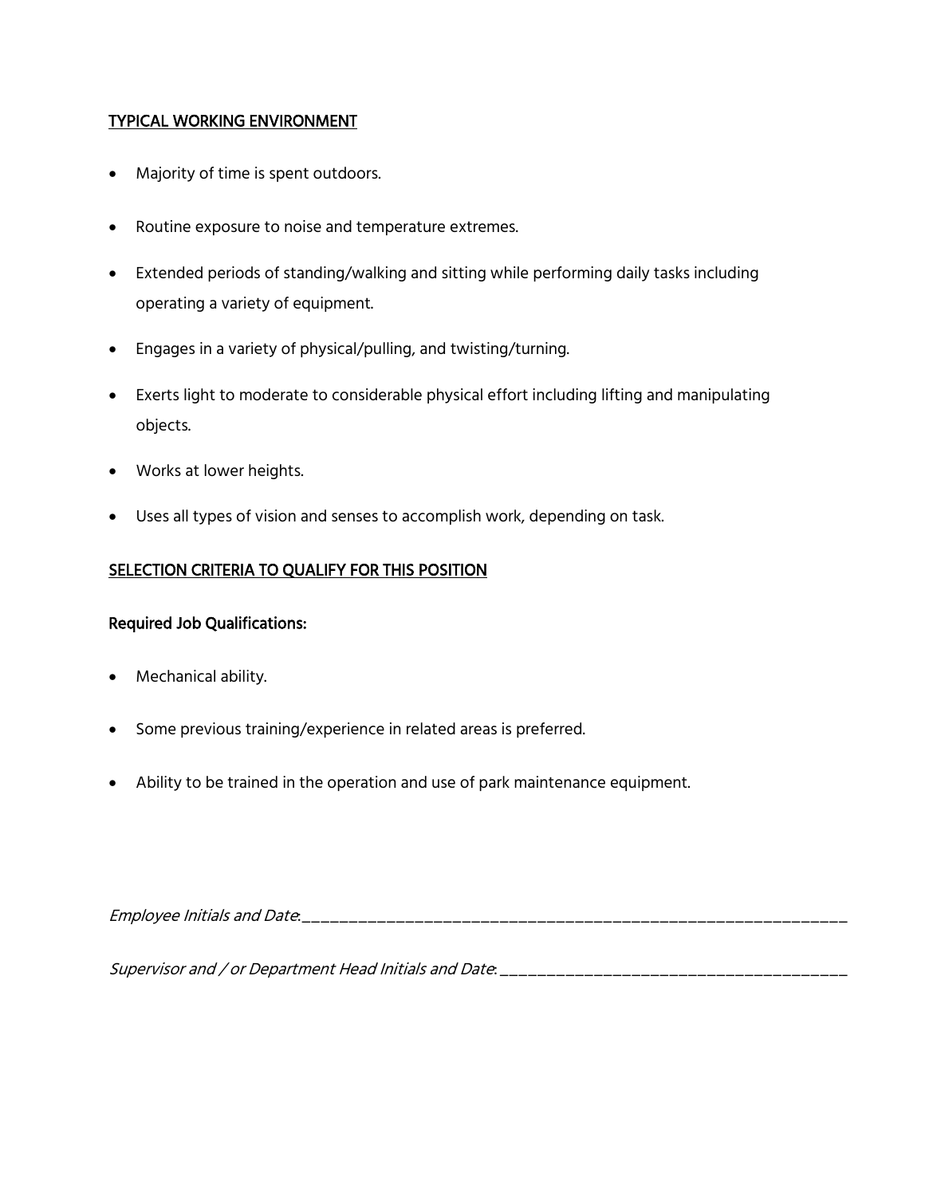## TYPICAL WORKING ENVIRONMENT

- Majority of time is spent outdoors.
- Routine exposure to noise and temperature extremes.
- Extended periods of standing/walking and sitting while performing daily tasks including operating a variety of equipment.
- Engages in a variety of physical/pulling, and twisting/turning.
- Exerts light to moderate to considerable physical effort including lifting and manipulating objects.
- Works at lower heights.
- Uses all types of vision and senses to accomplish work, depending on task.

## SELECTION CRITERIA TO QUALIFY FOR THIS POSITION

### Required Job Qualifications:

- Mechanical ability.
- Some previous training/experience in related areas is preferred.
- Ability to be trained in the operation and use of park maintenance equipment.

*Employee Initials and Date*:_______________________________________________________________

*Supervisor and / or Department Head Initials and Date*: ________________________________________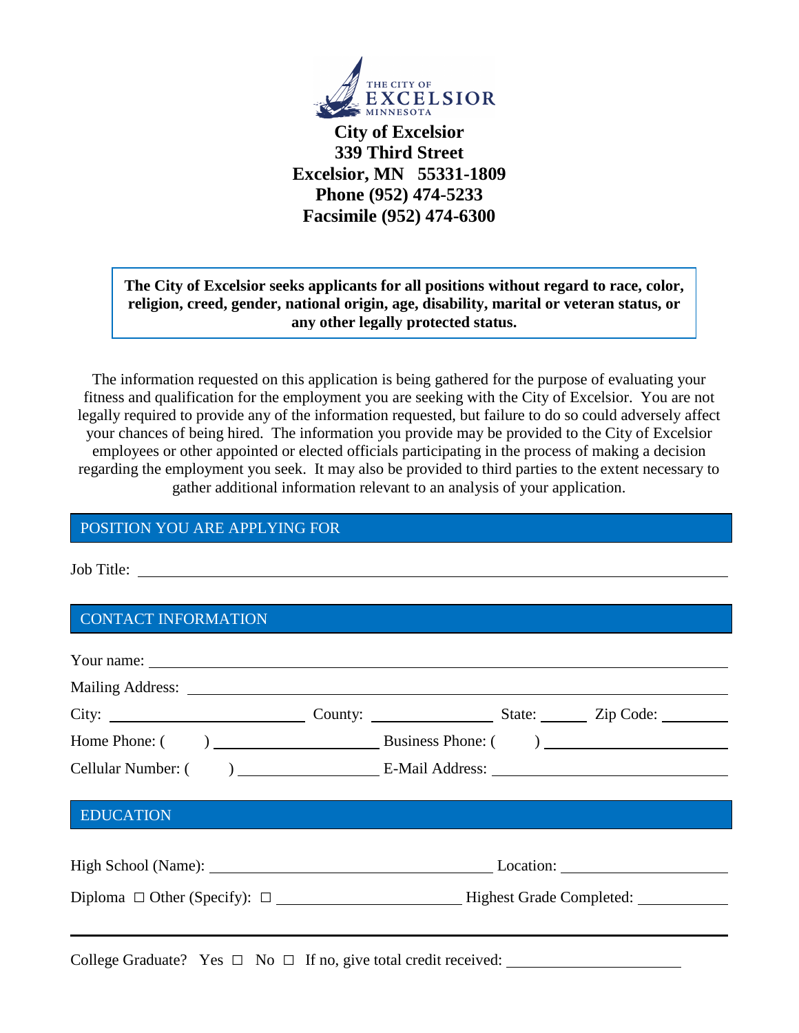**City of Excelsior**
**339 Third Street**
**Excelsior, MN 55331-1809**
**Phone (952) 474-5233**
**Facsimile (952) 474-6300**

**The City of Excelsior seeks applicants for all positions without regard to race, color, religion, creed, gender, national origin, age, disability, marital or veteran status, or any other legally protected status.**

The information requested on this application is being gathered for the purpose of evaluating your fitness and qualification for the employment you are seeking with the City of Excelsior. You are not legally required to provide any of the information requested, but failure to do so could adversely affect your chances of being hired. The information you provide may be provided to the City of Excelsior employees or other appointed or elected officials participating in the process of making a decision regarding the employment you seek. It may also be provided to third parties to the extent necessary to gather additional information relevant to an analysis of your application.

## POSITION YOU ARE APPLYING FOR

Job Title: ______________________________

## CONTACT INFORMATION

Your name: ______________________________

Mailing Address: ______________________________

City: ____________ County: ____________ State: ______ Zip Code: ________

Home Phone: ( ) ____________ Business Phone: ( ) ____________

Cellular Number: ( ) ____________ E-Mail Address: ____________

## EDUCATION

High School (Name): ____________ Location: ____________

Diploma ☐ Other (Specify): ☐ ____________ Highest Grade Completed: ________

---

College Graduate? Yes ☐ No ☐ If no, give total credit received: ____________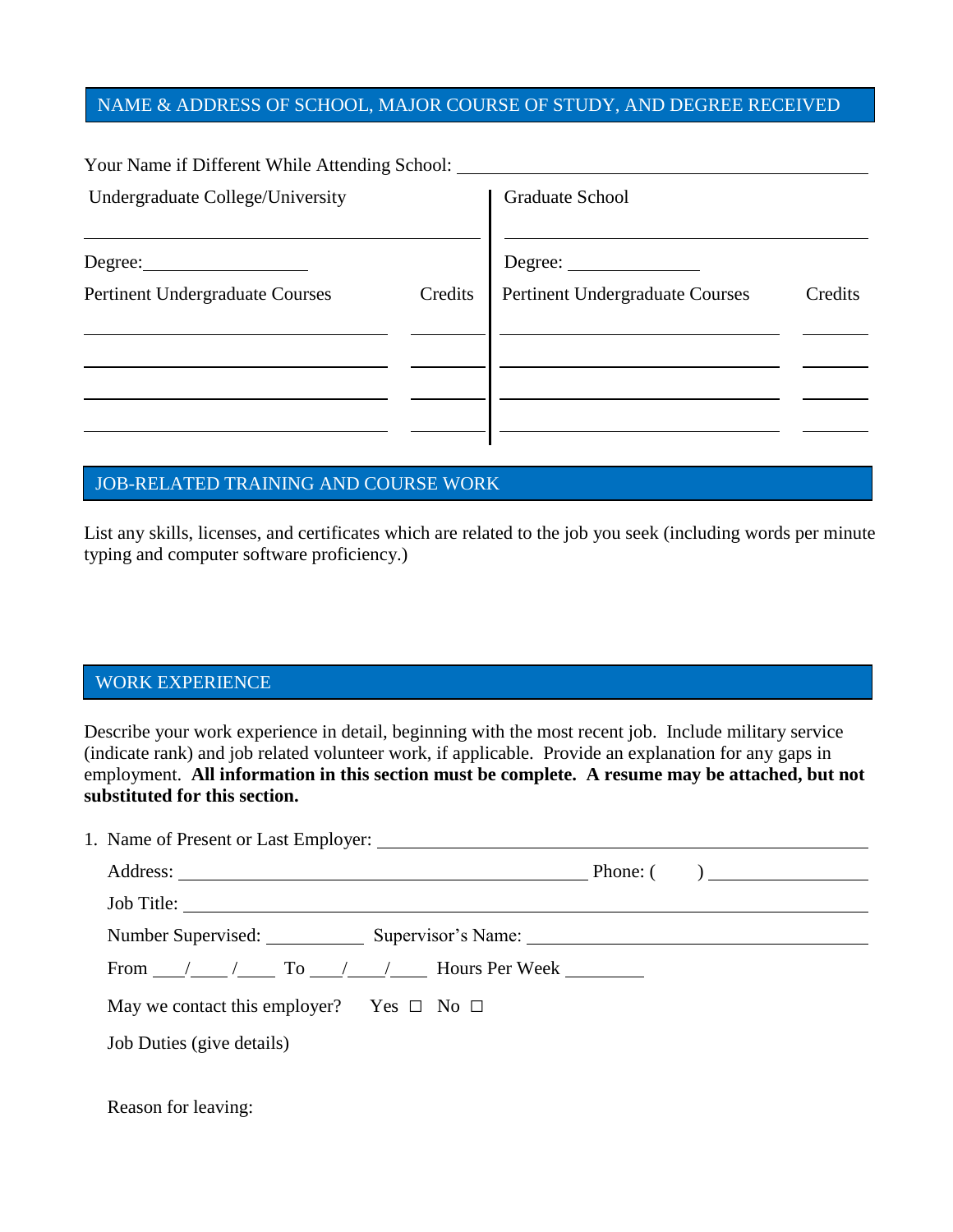## NAME & ADDRESS OF SCHOOL, MAJOR COURSE OF STUDY, AND DEGREE RECEIVED

Your Name if Different While Attending School: ______________________________

| Undergraduate College/University | | Graduate School | |
|---|---|---|---|
| ______________________________ | | ______________________________ | |
| Degree: ______________ | | Degree: ______________ | |
| Pertinent Undergraduate Courses | Credits | Pertinent Undergraduate Courses | Credits |
| ______________________________ | ________ | ______________________________ | ________ |
| ______________________________ | ________ | ______________________________ | ________ |
| ______________________________ | ________ | ______________________________ | ________ |
| ______________________________ | ________ | ______________________________ | ________ |

## JOB-RELATED TRAINING AND COURSE WORK

List any skills, licenses, and certificates which are related to the job you seek (including words per minute typing and computer software proficiency.)

## WORK EXPERIENCE

Describe your work experience in detail, beginning with the most recent job. Include military service (indicate rank) and job related volunteer work, if applicable. Provide an explanation for any gaps in employment. **All information in this section must be complete. A resume may be attached, but not substituted for this section.**

1. Name of Present or Last Employer: ______________________________

   Address: ______________________________ Phone: ( ) ______________

   Job Title: ______________________________

   Number Supervised: __________ Supervisor's Name: ______________________________

   From ___/___/___ To ___/___/___ Hours Per Week ________

   May we contact this employer? Yes ☐ No ☐

   Job Duties (give details)

   Reason for leaving: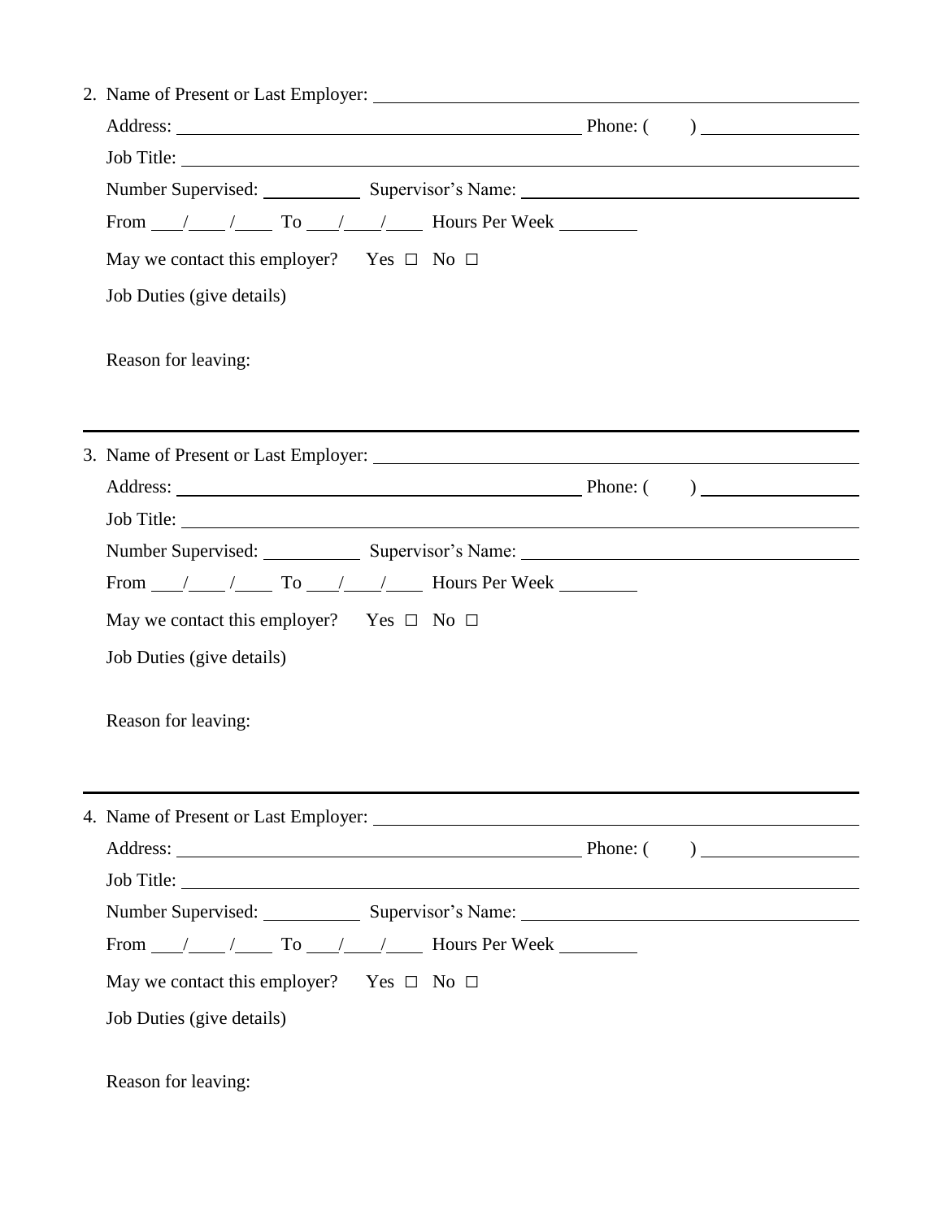2. Name of Present or Last Employer: ____________________________________________

   Address: ________________________________________ Phone: (      ) ________________

   Job Title: ____________________________________________________________________

   Number Supervised: __________ Supervisor's Name: ________________________________

   From ___/___ /___ To ___/___/___ Hours Per Week ________

   May we contact this employer? Yes ☐ No ☐

   Job Duties (give details)

   Reason for leaving:

---

3. Name of Present or Last Employer: ____________________________________________

   Address: ________________________________________ Phone: (      ) ________________

   Job Title: ____________________________________________________________________

   Number Supervised: __________ Supervisor's Name: ________________________________

   From ___/___ /___ To ___/___/___ Hours Per Week ________

   May we contact this employer? Yes ☐ No ☐

   Job Duties (give details)

   Reason for leaving:

---

4. Name of Present or Last Employer: ____________________________________________

   Address: ________________________________________ Phone: (      ) ________________

   Job Title: ____________________________________________________________________

   Number Supervised: __________ Supervisor's Name: ________________________________

   From ___/___ /___ To ___/___/___ Hours Per Week ________

   May we contact this employer? Yes ☐ No ☐

   Job Duties (give details)

   Reason for leaving: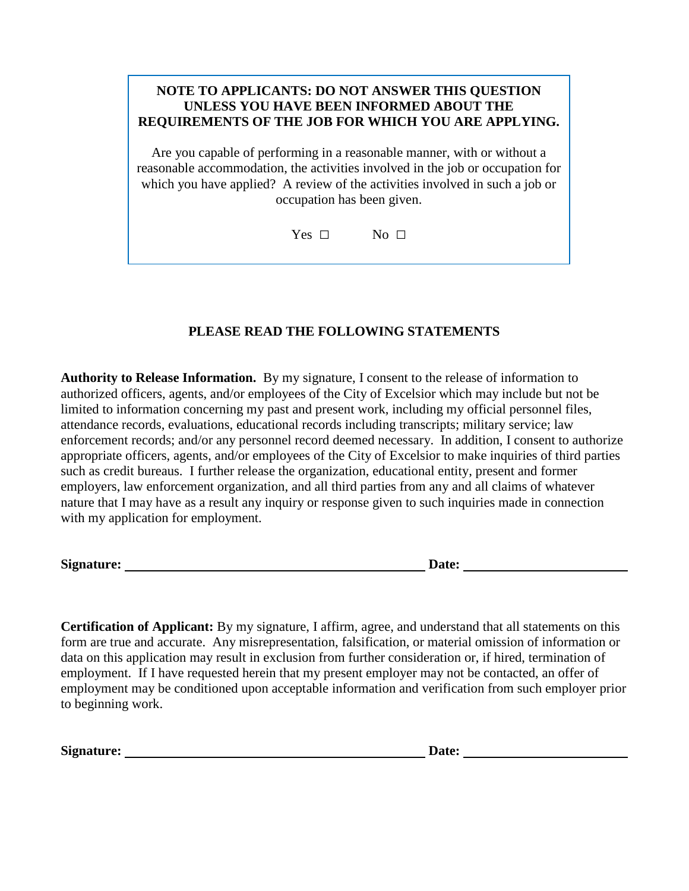**NOTE TO APPLICANTS: DO NOT ANSWER THIS QUESTION UNLESS YOU HAVE BEEN INFORMED ABOUT THE REQUIREMENTS OF THE JOB FOR WHICH YOU ARE APPLYING.**

Are you capable of performing in a reasonable manner, with or without a reasonable accommodation, the activities involved in the job or occupation for which you have applied? A review of the activities involved in such a job or occupation has been given.

Yes ☐ No ☐

**PLEASE READ THE FOLLOWING STATEMENTS**

**Authority to Release Information.** By my signature, I consent to the release of information to authorized officers, agents, and/or employees of the City of Excelsior which may include but not be limited to information concerning my past and present work, including my official personnel files, attendance records, evaluations, educational records including transcripts; military service; law enforcement records; and/or any personnel record deemed necessary. In addition, I consent to authorize appropriate officers, agents, and/or employees of the City of Excelsior to make inquiries of third parties such as credit bureaus. I further release the organization, educational entity, present and former employers, law enforcement organization, and all third parties from any and all claims of whatever nature that I may have as a result any inquiry or response given to such inquiries made in connection with my application for employment.

**Signature:** ______________________________ **Date:** ________________

**Certification of Applicant:** By my signature, I affirm, agree, and understand that all statements on this form are true and accurate. Any misrepresentation, falsification, or material omission of information or data on this application may result in exclusion from further consideration or, if hired, termination of employment. If I have requested herein that my present employer may not be contacted, an offer of employment may be conditioned upon acceptable information and verification from such employer prior to beginning work.

**Signature:** ______________________________ **Date:** ________________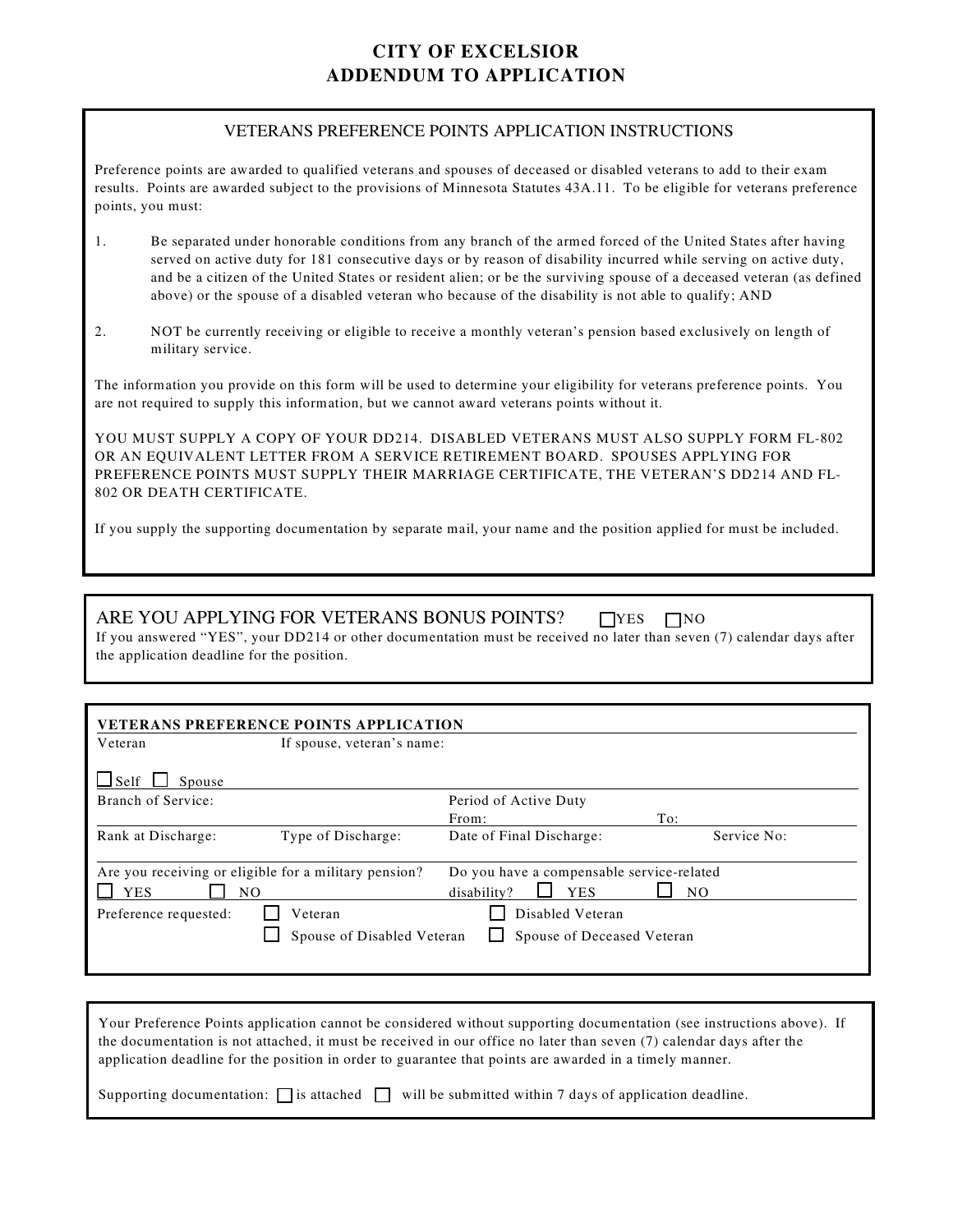# CITY OF EXCELSIOR
## ADDENDUM TO APPLICATION

### VETERANS PREFERENCE POINTS APPLICATION INSTRUCTIONS

Preference points are awarded to qualified veterans and spouses of deceased or disabled veterans to add to their exam results. Points are awarded subject to the provisions of Minnesota Statutes 43A.11. To be eligible for veterans preference points, you must:

1. Be separated under honorable conditions from any branch of the armed forced of the United States after having served on active duty for 181 consecutive days or by reason of disability incurred while serving on active duty, and be a citizen of the United States or resident alien; or be the surviving spouse of a deceased veteran (as defined above) or the spouse of a disabled veteran who because of the disability is not able to qualify; AND

2. NOT be currently receiving or eligible to receive a monthly veteran's pension based exclusively on length of military service.

The information you provide on this form will be used to determine your eligibility for veterans preference points. You are not required to supply this information, but we cannot award veterans points without it.

YOU MUST SUPPLY A COPY OF YOUR DD214. DISABLED VETERANS MUST ALSO SUPPLY FORM FL-802 OR AN EQUIVALENT LETTER FROM A SERVICE RETIREMENT BOARD. SPOUSES APPLYING FOR PREFERENCE POINTS MUST SUPPLY THEIR MARRIAGE CERTIFICATE, THE VETERAN'S DD214 AND FL-802 OR DEATH CERTIFICATE.

If you supply the supporting documentation by separate mail, your name and the position applied for must be included.

---

ARE YOU APPLYING FOR VETERANS BONUS POINTS? ☐ YES ☐ NO

If you answered "YES", your DD214 or other documentation must be received no later than seven (7) calendar days after the application deadline for the position.

---

**VETERANS PREFERENCE POINTS APPLICATION**

| | | | |
|---|---|---|---|
| Veteran<br>☐ Self ☐ Spouse | If spouse, veteran's name: | | |
| Branch of Service: | | Period of Active Duty<br>From: | To: |
| Rank at Discharge: | Type of Discharge: | Date of Final Discharge: | Service No: |
| Are you receiving or eligible for a military pension?<br>☐ YES ☐ NO | | Do you have a compensable service-related disability? ☐ YES ☐ NO | |

Preference requested: ☐ Veteran ☐ Disabled Veteran ☐ Spouse of Disabled Veteran ☐ Spouse of Deceased Veteran

---

Your Preference Points application cannot be considered without supporting documentation (see instructions above). If the documentation is not attached, it must be received in our office no later than seven (7) calendar days after the application deadline for the position in order to guarantee that points are awarded in a timely manner.

Supporting documentation: ☐ is attached ☐ will be submitted within 7 days of application deadline.